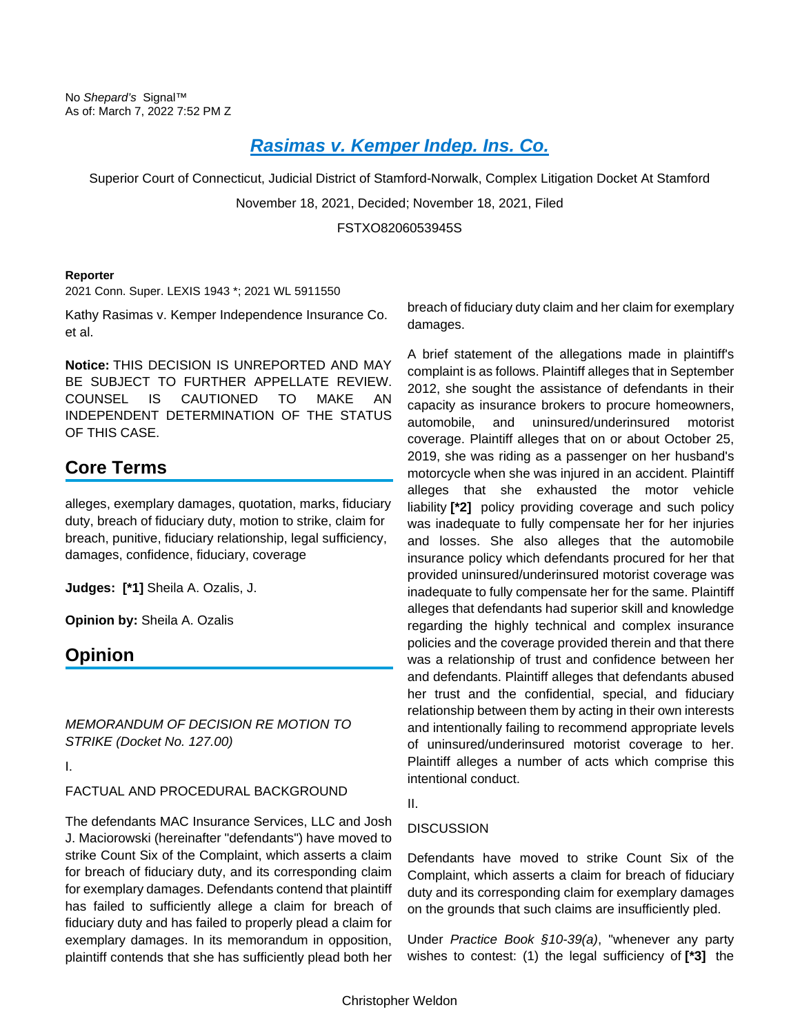No *Shepard's* Signal™
As of: March 7, 2022 7:52 PM Z

# Rasimas v. Kemper Indep. Ins. Co.

Superior Court of Connecticut, Judicial District of Stamford-Norwalk, Complex Litigation Docket At Stamford

November 18, 2021, Decided; November 18, 2021, Filed

FSTXO8206053945S

**Reporter**

2021 Conn. Super. LEXIS 1943 *; 2021 WL 5911550

Kathy Rasimas v. Kemper Independence Insurance Co. et al.

**Notice:** THIS DECISION IS UNREPORTED AND MAY BE SUBJECT TO FURTHER APPELLATE REVIEW. COUNSEL IS CAUTIONED TO MAKE AN INDEPENDENT DETERMINATION OF THE STATUS OF THIS CASE.

## Core Terms

alleges, exemplary damages, quotation, marks, fiduciary duty, breach of fiduciary duty, motion to strike, claim for breach, punitive, fiduciary relationship, legal sufficiency, damages, confidence, fiduciary, coverage

**Judges:** **[*1]** Sheila A. Ozalis, J.

**Opinion by:** Sheila A. Ozalis

## Opinion

*MEMORANDUM OF DECISION RE MOTION TO STRIKE (Docket No. 127.00)*

I.

FACTUAL AND PROCEDURAL BACKGROUND

The defendants MAC Insurance Services, LLC and Josh J. Maciorowski (hereinafter "defendants") have moved to strike Count Six of the Complaint, which asserts a claim for breach of fiduciary duty, and its corresponding claim for exemplary damages. Defendants contend that plaintiff has failed to sufficiently allege a claim for breach of fiduciary duty and has failed to properly plead a claim for exemplary damages. In its memorandum in opposition, plaintiff contends that she has sufficiently plead both her breach of fiduciary duty claim and her claim for exemplary damages.

A brief statement of the allegations made in plaintiff's complaint is as follows. Plaintiff alleges that in September 2012, she sought the assistance of defendants in their capacity as insurance brokers to procure homeowners, automobile, and uninsured/underinsured motorist coverage. Plaintiff alleges that on or about October 25, 2019, she was riding as a passenger on her husband's motorcycle when she was injured in an accident. Plaintiff alleges that she exhausted the motor vehicle liability **[*2]** policy providing coverage and such policy was inadequate to fully compensate her for her injuries and losses. She also alleges that the automobile insurance policy which defendants procured for her that provided uninsured/underinsured motorist coverage was inadequate to fully compensate her for the same. Plaintiff alleges that defendants had superior skill and knowledge regarding the highly technical and complex insurance policies and the coverage provided therein and that there was a relationship of trust and confidence between her and defendants. Plaintiff alleges that defendants abused her trust and the confidential, special, and fiduciary relationship between them by acting in their own interests and intentionally failing to recommend appropriate levels of uninsured/underinsured motorist coverage to her. Plaintiff alleges a number of acts which comprise this intentional conduct.

II.

DISCUSSION

Defendants have moved to strike Count Six of the Complaint, which asserts a claim for breach of fiduciary duty and its corresponding claim for exemplary damages on the grounds that such claims are insufficiently pled.

Under *Practice Book §10-39(a)*, "whenever any party wishes to contest: (1) the legal sufficiency of **[*3]** the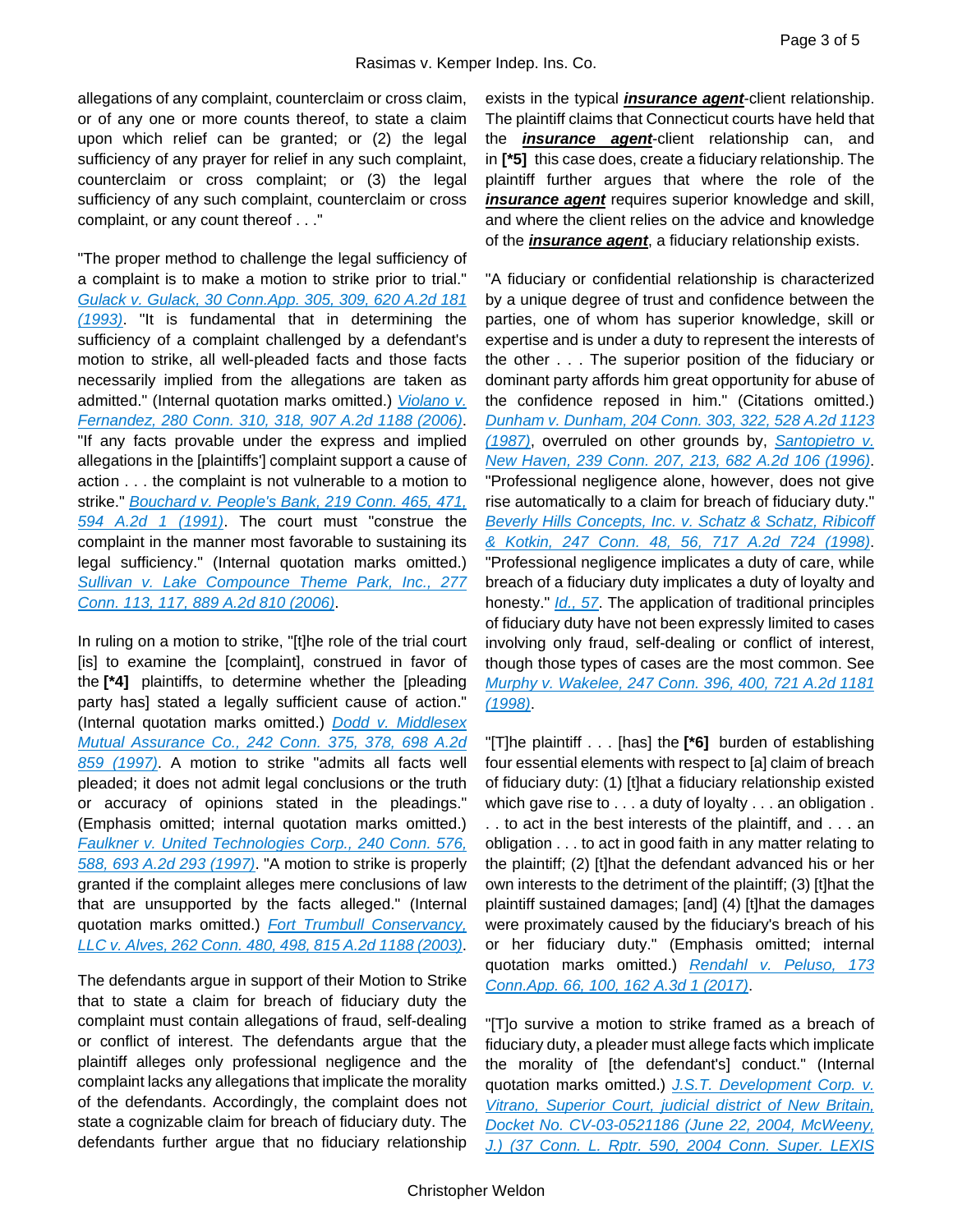allegations of any complaint, counterclaim or cross claim, or of any one or more counts thereof, to state a claim upon which relief can be granted; or (2) the legal sufficiency of any prayer for relief in any such complaint, counterclaim or cross complaint; or (3) the legal sufficiency of any such complaint, counterclaim or cross complaint, or any count thereof . . ."

"The proper method to challenge the legal sufficiency of a complaint is to make a motion to strike prior to trial." Gulack v. Gulack, 30 Conn.App. 305, 309, 620 A.2d 181 (1993). "It is fundamental that in determining the sufficiency of a complaint challenged by a defendant's motion to strike, all well-pleaded facts and those facts necessarily implied from the allegations are taken as admitted." (Internal quotation marks omitted.) Violano v. Fernandez, 280 Conn. 310, 318, 907 A.2d 1188 (2006). "If any facts provable under the express and implied allegations in the [plaintiffs'] complaint support a cause of action . . . the complaint is not vulnerable to a motion to strike." Bouchard v. People's Bank, 219 Conn. 465, 471, 594 A.2d 1 (1991). The court must "construe the complaint in the manner most favorable to sustaining its legal sufficiency." (Internal quotation marks omitted.) Sullivan v. Lake Compounce Theme Park, Inc., 277 Conn. 113, 117, 889 A.2d 810 (2006).

In ruling on a motion to strike, "[t]he role of the trial court [is] to examine the [complaint], construed in favor of the **[*4]** plaintiffs, to determine whether the [pleading party has] stated a legally sufficient cause of action." (Internal quotation marks omitted.) Dodd v. Middlesex Mutual Assurance Co., 242 Conn. 375, 378, 698 A.2d 859 (1997). A motion to strike "admits all facts well pleaded; it does not admit legal conclusions or the truth or accuracy of opinions stated in the pleadings." (Emphasis omitted; internal quotation marks omitted.) Faulkner v. United Technologies Corp., 240 Conn. 576, 588, 693 A.2d 293 (1997). "A motion to strike is properly granted if the complaint alleges mere conclusions of law that are unsupported by the facts alleged." (Internal quotation marks omitted.) Fort Trumbull Conservancy, LLC v. Alves, 262 Conn. 480, 498, 815 A.2d 1188 (2003).

The defendants argue in support of their Motion to Strike that to state a claim for breach of fiduciary duty the complaint must contain allegations of fraud, self-dealing or conflict of interest. The defendants argue that the plaintiff alleges only professional negligence and the complaint lacks any allegations that implicate the morality of the defendants. Accordingly, the complaint does not state a cognizable claim for breach of fiduciary duty. The defendants further argue that no fiduciary relationship exists in the typical ***insurance agent***-client relationship. The plaintiff claims that Connecticut courts have held that the ***insurance agent***-client relationship can, and in **[*5]** this case does, create a fiduciary relationship. The plaintiff further argues that where the role of the ***insurance agent*** requires superior knowledge and skill, and where the client relies on the advice and knowledge of the ***insurance agent***, a fiduciary relationship exists.

"A fiduciary or confidential relationship is characterized by a unique degree of trust and confidence between the parties, one of whom has superior knowledge, skill or expertise and is under a duty to represent the interests of the other . . . The superior position of the fiduciary or dominant party affords him great opportunity for abuse of the confidence reposed in him." (Citations omitted.) Dunham v. Dunham, 204 Conn. 303, 322, 528 A.2d 1123 (1987), overruled on other grounds by, Santopietro v. New Haven, 239 Conn. 207, 213, 682 A.2d 106 (1996). "Professional negligence alone, however, does not give rise automatically to a claim for breach of fiduciary duty." Beverly Hills Concepts, Inc. v. Schatz & Schatz, Ribicoff & Kotkin, 247 Conn. 48, 56, 717 A.2d 724 (1998). "Professional negligence implicates a duty of care, while breach of a fiduciary duty implicates a duty of loyalty and honesty." Id., 57. The application of traditional principles of fiduciary duty have not been expressly limited to cases involving only fraud, self-dealing or conflict of interest, though those types of cases are the most common. See Murphy v. Wakelee, 247 Conn. 396, 400, 721 A.2d 1181 (1998).

"[T]he plaintiff . . . [has] the **[*6]** burden of establishing four essential elements with respect to [a] claim of breach of fiduciary duty: (1) [t]hat a fiduciary relationship existed which gave rise to . . . a duty of loyalty . . . an obligation . . . to act in the best interests of the plaintiff, and . . . an obligation . . . to act in good faith in any matter relating to the plaintiff; (2) [t]hat the defendant advanced his or her own interests to the detriment of the plaintiff; (3) [t]hat the plaintiff sustained damages; [and] (4) [t]hat the damages were proximately caused by the fiduciary's breach of his or her fiduciary duty." (Emphasis omitted; internal quotation marks omitted.) Rendahl v. Peluso, 173 Conn.App. 66, 100, 162 A.3d 1 (2017).

"[T]o survive a motion to strike framed as a breach of fiduciary duty, a pleader must allege facts which implicate the morality of [the defendant's] conduct." (Internal quotation marks omitted.) J.S.T. Development Corp. v. Vitrano, Superior Court, judicial district of New Britain, Docket No. CV-03-0521186 (June 22, 2004, McWeeny, J.) (37 Conn. L. Rptr. 590, 2004 Conn. Super. LEXIS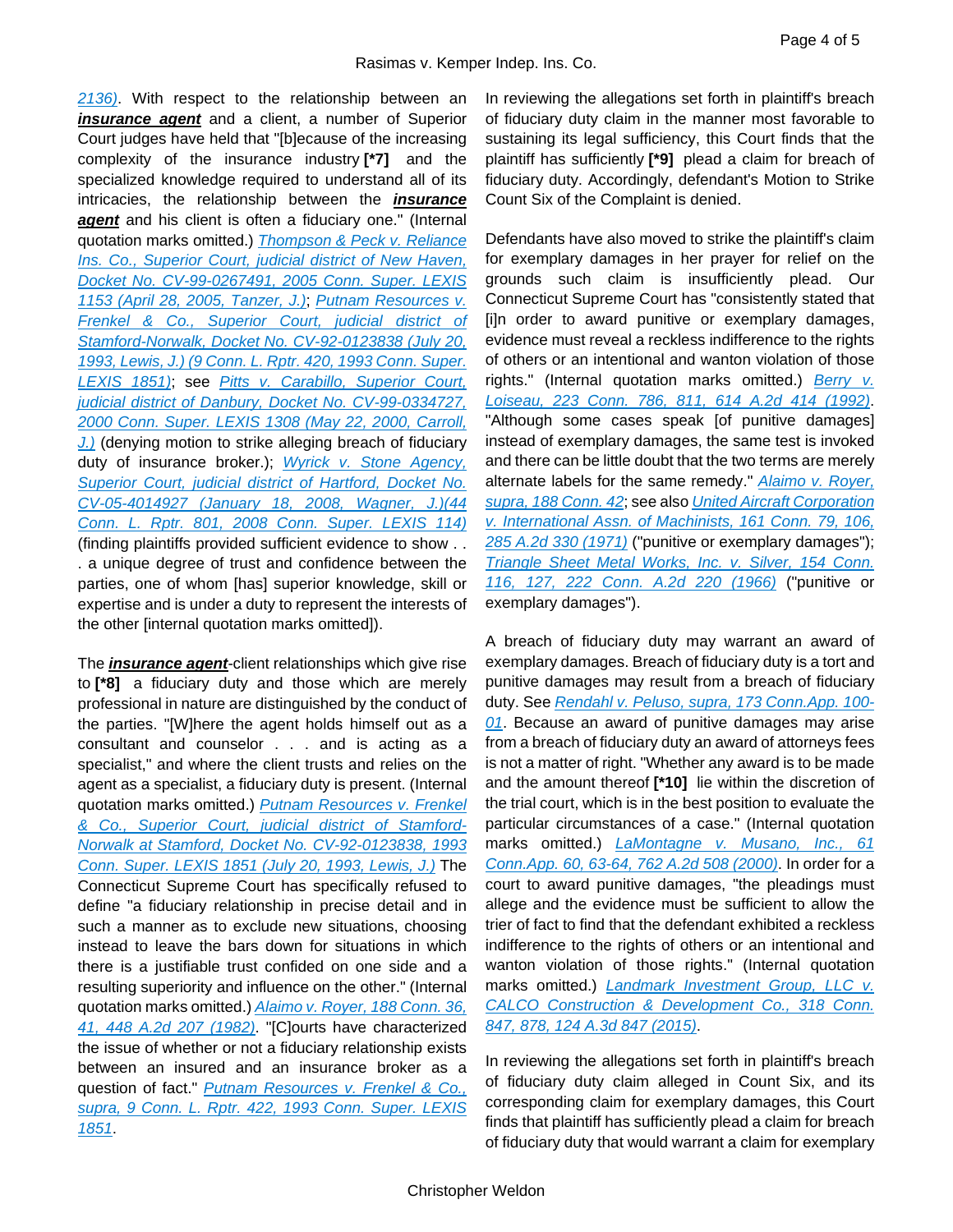2136). With respect to the relationship between an ***insurance agent*** and a client, a number of Superior Court judges have held that "[b]ecause of the increasing complexity of the insurance industry **[*7]** and the specialized knowledge required to understand all of its intricacies, the relationship between the ***insurance agent*** and his client is often a fiduciary one." (Internal quotation marks omitted.) *Thompson & Peck v. Reliance Ins. Co., Superior Court, judicial district of New Haven, Docket No. CV-99-0267491, 2005 Conn. Super. LEXIS 1153 (April 28, 2005, Tanzer, J.)*; *Putnam Resources v. Frenkel & Co., Superior Court, judicial district of Stamford-Norwalk, Docket No. CV-92-0123838 (July 20, 1993, Lewis, J.) (9 Conn. L. Rptr. 420, 1993 Conn. Super. LEXIS 1851)*; see *Pitts v. Carabillo, Superior Court, judicial district of Danbury, Docket No. CV-99-0334727, 2000 Conn. Super. LEXIS 1308 (May 22, 2000, Carroll, J.)* (denying motion to strike alleging breach of fiduciary duty of insurance broker.); *Wyrick v. Stone Agency, Superior Court, judicial district of Hartford, Docket No. CV-05-4014927 (January 18, 2008, Wagner, J.)(44 Conn. L. Rptr. 801, 2008 Conn. Super. LEXIS 114)* (finding plaintiffs provided sufficient evidence to show . . . a unique degree of trust and confidence between the parties, one of whom [has] superior knowledge, skill or expertise and is under a duty to represent the interests of the other [internal quotation marks omitted]).

The ***insurance agent***-client relationships which give rise to **[*8]** a fiduciary duty and those which are merely professional in nature are distinguished by the conduct of the parties. "[W]here the agent holds himself out as a consultant and counselor . . . and is acting as a specialist," and where the client trusts and relies on the agent as a specialist, a fiduciary duty is present. (Internal quotation marks omitted.) *Putnam Resources v. Frenkel & Co., Superior Court, judicial district of Stamford-Norwalk at Stamford, Docket No. CV-92-0123838, 1993 Conn. Super. LEXIS 1851 (July 20, 1993, Lewis, J.)* The Connecticut Supreme Court has specifically refused to define "a fiduciary relationship in precise detail and in such a manner as to exclude new situations, choosing instead to leave the bars down for situations in which there is a justifiable trust confided on one side and a resulting superiority and influence on the other." (Internal quotation marks omitted.) *Alaimo v. Royer, 188 Conn. 36, 41, 448 A.2d 207 (1982)*. "[C]ourts have characterized the issue of whether or not a fiduciary relationship exists between an insured and an insurance broker as a question of fact." *Putnam Resources v. Frenkel & Co., supra, 9 Conn. L. Rptr. 422, 1993 Conn. Super. LEXIS 1851*.

In reviewing the allegations set forth in plaintiff's breach of fiduciary duty claim in the manner most favorable to sustaining its legal sufficiency, this Court finds that the plaintiff has sufficiently **[*9]** plead a claim for breach of fiduciary duty. Accordingly, defendant's Motion to Strike Count Six of the Complaint is denied.

Defendants have also moved to strike the plaintiff's claim for exemplary damages in her prayer for relief on the grounds such claim is insufficiently plead. Our Connecticut Supreme Court has "consistently stated that [i]n order to award punitive or exemplary damages, evidence must reveal a reckless indifference to the rights of others or an intentional and wanton violation of those rights." (Internal quotation marks omitted.) *Berry v. Loiseau, 223 Conn. 786, 811, 614 A.2d 414 (1992)*. "Although some cases speak [of punitive damages] instead of exemplary damages, the same test is invoked and there can be little doubt that the two terms are merely alternate labels for the same remedy." *Alaimo v. Royer, supra, 188 Conn. 42*; see also *United Aircraft Corporation v. International Assn. of Machinists, 161 Conn. 79, 106, 285 A.2d 330 (1971)* ("punitive or exemplary damages"); *Triangle Sheet Metal Works, Inc. v. Silver, 154 Conn. 116, 127, 222 Conn. A.2d 220 (1966)* ("punitive or exemplary damages").

A breach of fiduciary duty may warrant an award of exemplary damages. Breach of fiduciary duty is a tort and punitive damages may result from a breach of fiduciary duty. See *Rendahl v. Peluso, supra, 173 Conn.App. 100-01*. Because an award of punitive damages may arise from a breach of fiduciary duty an award of attorneys fees is not a matter of right. "Whether any award is to be made and the amount thereof **[*10]** lie within the discretion of the trial court, which is in the best position to evaluate the particular circumstances of a case." (Internal quotation marks omitted.) *LaMontagne v. Musano, Inc., 61 Conn.App. 60, 63-64, 762 A.2d 508 (2000)*. In order for a court to award punitive damages, "the pleadings must allege and the evidence must be sufficient to allow the trier of fact to find that the defendant exhibited a reckless indifference to the rights of others or an intentional and wanton violation of those rights." (Internal quotation marks omitted.) *Landmark Investment Group, LLC v. CALCO Construction & Development Co., 318 Conn. 847, 878, 124 A.3d 847 (2015)*.

In reviewing the allegations set forth in plaintiff's breach of fiduciary duty claim alleged in Count Six, and its corresponding claim for exemplary damages, this Court finds that plaintiff has sufficiently plead a claim for breach of fiduciary duty that would warrant a claim for exemplary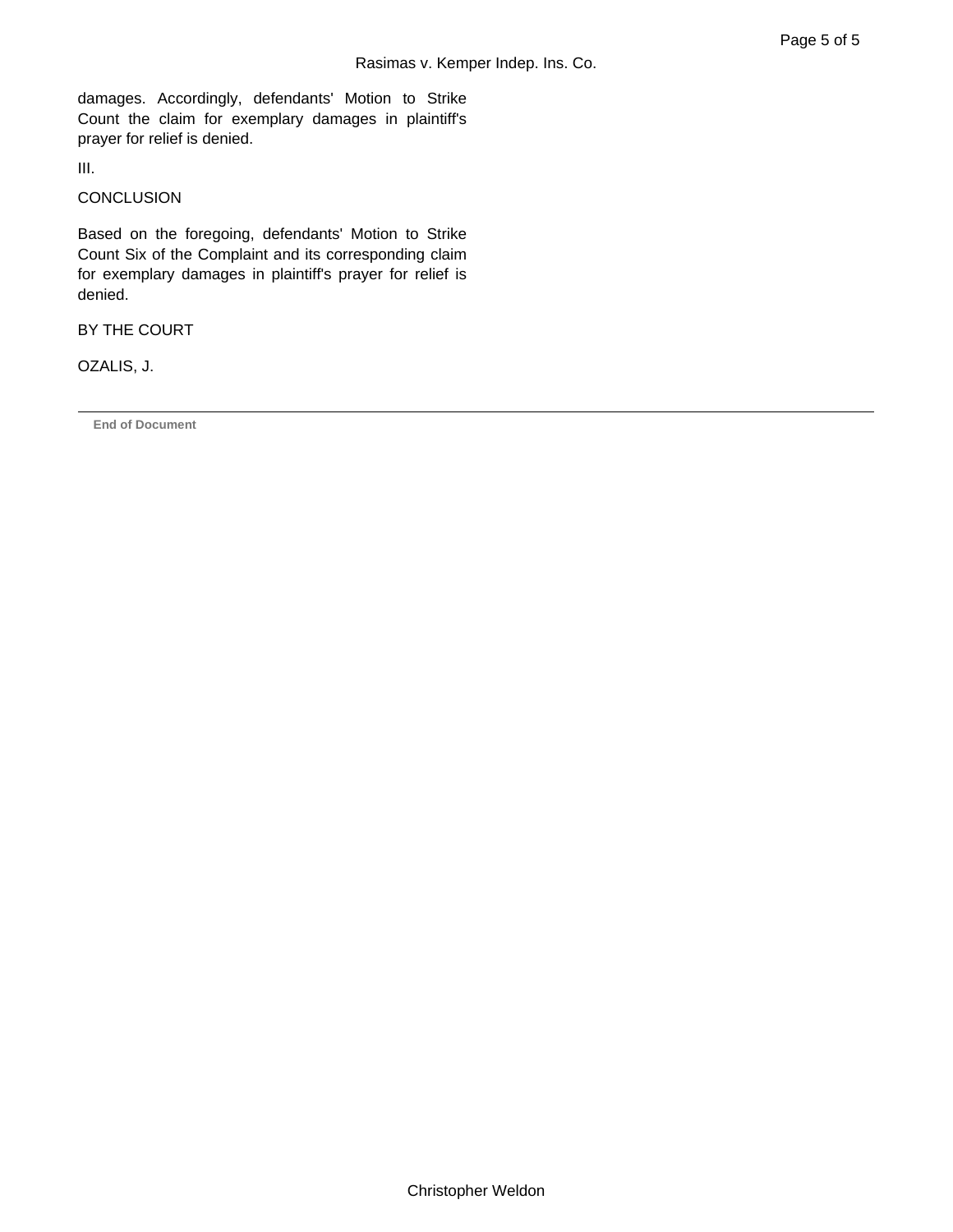damages. Accordingly, defendants' Motion to Strike Count the claim for exemplary damages in plaintiff's prayer for relief is denied.

III.

CONCLUSION

Based on the foregoing, defendants' Motion to Strike Count Six of the Complaint and its corresponding claim for exemplary damages in plaintiff's prayer for relief is denied.

BY THE COURT

OZALIS, J.

---

**End of Document**